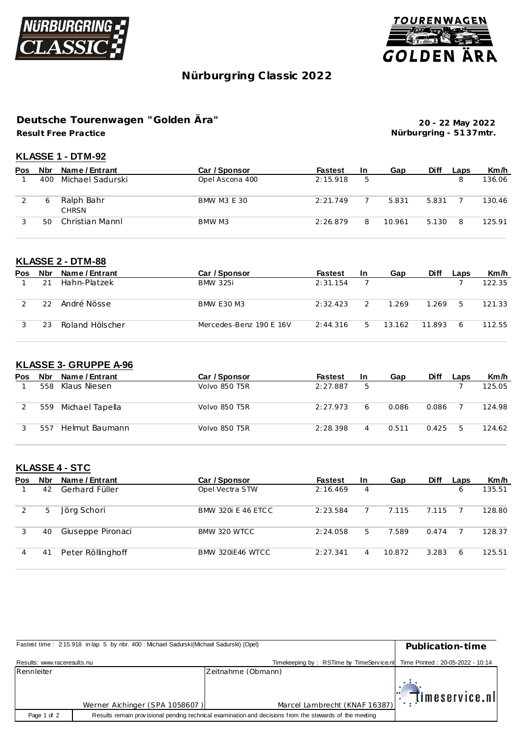# Nürburgring Classic 2022

## Deutsche Tourenwagen "Golden Ära"

**Result Free Practice**

**20 - 22 May 2022**
**Nürburgring - 5137mtr.**

### KLASSE 1 - DTM-92

| Pos | Nbr | Name / Entrant | Car / Sponsor | Fastest | In | Gap | Diff | Laps | Km/h |
|---|---|---|---|---|---|---|---|---|---|
| 1 | 400 | Michael Sadurski | Opel Ascona 400 | 2:15.918 | 5 | | | 8 | 136.06 |
| 2 | 6 | Ralph Bahr<br>CHRSN | BMW M3 E 30 | 2:21.749 | 7 | 5.831 | 5.831 | 7 | 130.46 |
| 3 | 50 | Christian Mannl | BMW M3 | 2:26.879 | 8 | 10.961 | 5.130 | 8 | 125.91 |

### KLASSE 2 - DTM-88

| Pos | Nbr | Name / Entrant | Car / Sponsor | Fastest | In | Gap | Diff | Laps | Km/h |
|---|---|---|---|---|---|---|---|---|---|
| 1 | 21 | Hahn-Platzek | BMW 325i | 2:31.154 | 7 | | | 7 | 122.35 |
| 2 | 22 | André Nösse | BMW E30 M3 | 2:32.423 | 2 | 1.269 | 1.269 | 5 | 121.33 |
| 3 | 23 | Roland Hölscher | Mercedes-Benz 190 E 16V | 2:44.316 | 5 | 13.162 | 11.893 | 6 | 112.55 |

### KLASSE 3- GRUPPE A-96

| Pos | Nbr | Name / Entrant | Car / Sponsor | Fastest | In | Gap | Diff | Laps | Km/h |
|---|---|---|---|---|---|---|---|---|---|
| 1 | 558 | Klaus Niesen | Volvo 850 T5R | 2:27.887 | 5 | | | 7 | 125.05 |
| 2 | 559 | Michael Tapella | Volvo 850 T5R | 2:27.973 | 6 | 0.086 | 0.086 | 7 | 124.98 |
| 3 | 557 | Helmut Baumann | Volvo 850 T5R | 2:28.398 | 4 | 0.511 | 0.425 | 5 | 124.62 |

### KLASSE 4 - STC

| Pos | Nbr | Name / Entrant | Car / Sponsor | Fastest | In | Gap | Diff | Laps | Km/h |
|---|---|---|---|---|---|---|---|---|---|
| 1 | 42 | Gerhard Füller | Opel Vectra STW | 2:16.469 | 4 | | | 6 | 135.51 |
| 2 | 5 | Jörg Schori | BMW 320i E 46 ETCC | 2:23.584 | 7 | 7.115 | 7.115 | 7 | 128.80 |
| 3 | 40 | Giuseppe Pironaci | BMW 320 WTCC | 2:24.058 | 5 | 7.589 | 0.474 | 7 | 128.37 |
| 4 | 41 | Peter Röllinghoff | BMW 320iE46 WTCC | 2:27.341 | 4 | 10.872 | 3.283 | 6 | 125.51 |

Fastest time : 2:15.918 in lap 5 by nbr. 400 : Michael Sadurski(Michael Sadurski) (Opel)

**Publication-time**

Results: www.raceresults.nu — Timekeeping by : RSTime by TimeService.nl — Time Printed : 20-05-2022 - 10:14

| Rennleiter | Zeitnahme (Obmann) |
|---|---|
| Werner Aichinger (SPA 1058607 ) | Marcel Lambrecht (KNAF 16387) |

Results remain provisional pending technical examination and decisions from the stewards of the meeting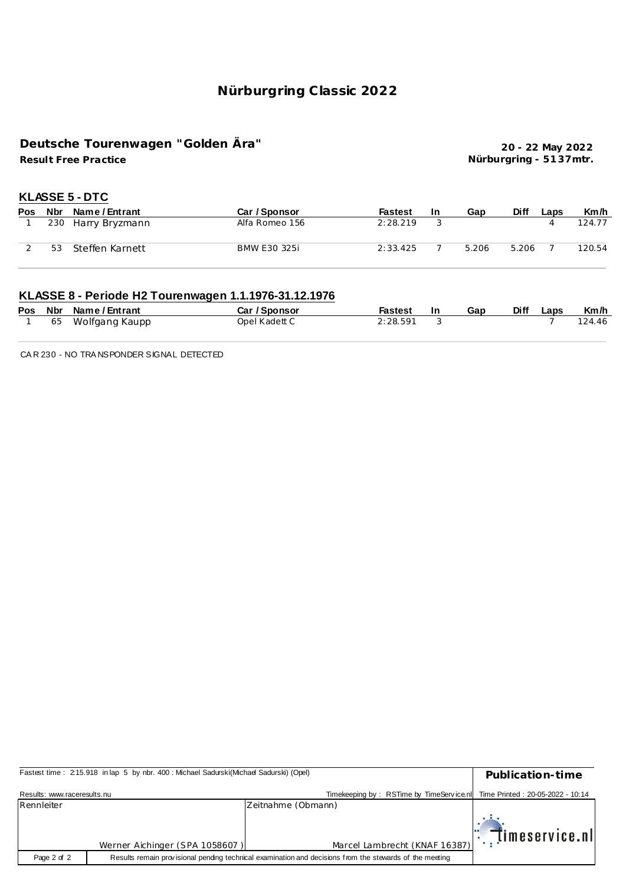# Nürburgring Classic 2022

## Deutsche Tourenwagen "Golden Ära"

**Result Free Practice**

**20 - 22 May 2022**
**Nürburgring - 5137mtr.**

### KLASSE 5 - DTC

| Pos | Nbr | Name / Entrant | Car / Sponsor | Fastest | In | Gap | Diff | Laps | Km/h |
|---|---|---|---|---|---|---|---|---|---|
| 1 | 230 | Harry Bryzmann | Alfa Romeo 156 | 2:28.219 | 3 | | | 4 | 124.77 |
| 2 | 53 | Steffen Karnett | BMW E30 325i | 2:33.425 | 7 | 5.206 | 5.206 | 7 | 120.54 |

### KLASSE 8 - Periode H2 Tourenwagen 1.1.1976-31.12.1976

| Pos | Nbr | Name / Entrant | Car / Sponsor | Fastest | In | Gap | Diff | Laps | Km/h |
|---|---|---|---|---|---|---|---|---|---|
| 1 | 65 | Wolfgang Kaupp | Opel Kadett C | 2:28.591 | 3 | | | 7 | 124.46 |

CAR 230 - NO TRANSPONDER SIGNAL DETECTED

Fastest time : 2:15.918 in lap 5 by nbr. 400 : Michael Sadurski(Michael Sadurski) (Opel)

**Publication-time**

Results: www.raceresults.nu

Timekeeping by : RSTime by TimeService.nl

Time Printed : 20-05-2022 - 10:14

| Rennleiter | Zeitnahme (Obmann) |
|---|---|
| Werner Aichinger (SPA 1058607) | Marcel Lambrecht (KNAF 16387) |

timeservice.nl

Results remain provisional pending technical examination and decisions from the stewards of the meeting